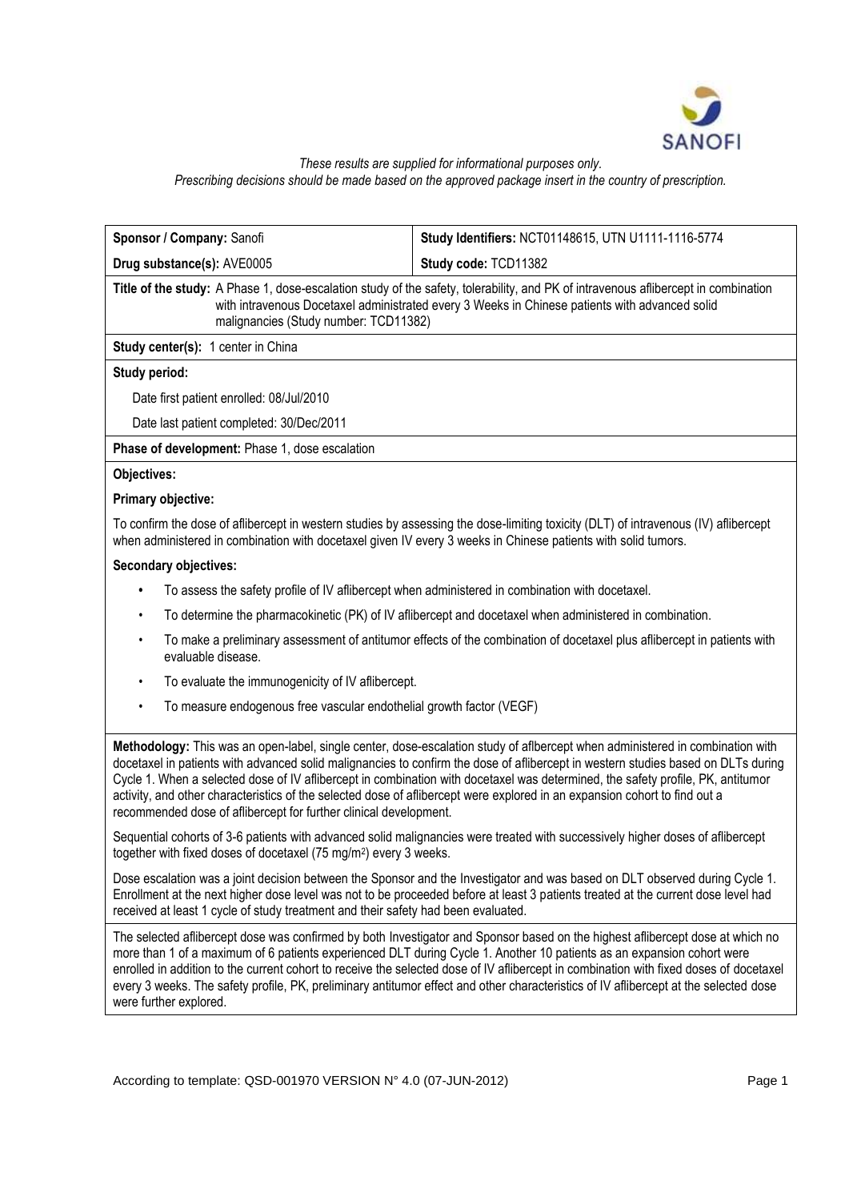*These results are supplied for informational purposes only.*
*Prescribing decisions should be made based on the approved package insert in the country of prescription.*

| **Sponsor / Company:** Sanofi | **Study Identifiers:** NCT01148615, UTN U1111-1116-5774 |
|---|---|
| **Drug substance(s):** AVE0005 | **Study code:** TCD11382 |

**Title of the study:** A Phase 1, dose-escalation study of the safety, tolerability, and PK of intravenous aflibercept in combination with intravenous Docetaxel administrated every 3 Weeks in Chinese patients with advanced solid malignancies (Study number: TCD11382)

**Study center(s):** 1 center in China

**Study period:**

Date first patient enrolled: 08/Jul/2010

Date last patient completed: 30/Dec/2011

**Phase of development:** Phase 1, dose escalation

**Objectives:**

**Primary objective:**

To confirm the dose of aflibercept in western studies by assessing the dose-limiting toxicity (DLT) of intravenous (IV) aflibercept when administered in combination with docetaxel given IV every 3 weeks in Chinese patients with solid tumors.

**Secondary objectives:**

- To assess the safety profile of IV aflibercept when administered in combination with docetaxel.
- To determine the pharmacokinetic (PK) of IV aflibercept and docetaxel when administered in combination.
- To make a preliminary assessment of antitumor effects of the combination of docetaxel plus aflibercept in patients with evaluable disease.
- To evaluate the immunogenicity of IV aflibercept.
- To measure endogenous free vascular endothelial growth factor (VEGF)

**Methodology:** This was an open-label, single center, dose-escalation study of aflbercept when administered in combination with docetaxel in patients with advanced solid malignancies to confirm the dose of aflibercept in western studies based on DLTs during Cycle 1. When a selected dose of IV aflibercept in combination with docetaxel was determined, the safety profile, PK, antitumor activity, and other characteristics of the selected dose of aflibercept were explored in an expansion cohort to find out a recommended dose of aflibercept for further clinical development.

Sequential cohorts of 3-6 patients with advanced solid malignancies were treated with successively higher doses of aflibercept together with fixed doses of docetaxel (75 mg/m$^2$) every 3 weeks.

Dose escalation was a joint decision between the Sponsor and the Investigator and was based on DLT observed during Cycle 1. Enrollment at the next higher dose level was not to be proceeded before at least 3 patients treated at the current dose level had received at least 1 cycle of study treatment and their safety had been evaluated.

The selected aflibercept dose was confirmed by both Investigator and Sponsor based on the highest aflibercept dose at which no more than 1 of a maximum of 6 patients experienced DLT during Cycle 1. Another 10 patients as an expansion cohort were enrolled in addition to the current cohort to receive the selected dose of IV aflibercept in combination with fixed doses of docetaxel every 3 weeks. The safety profile, PK, preliminary antitumor effect and other characteristics of IV aflibercept at the selected dose were further explored.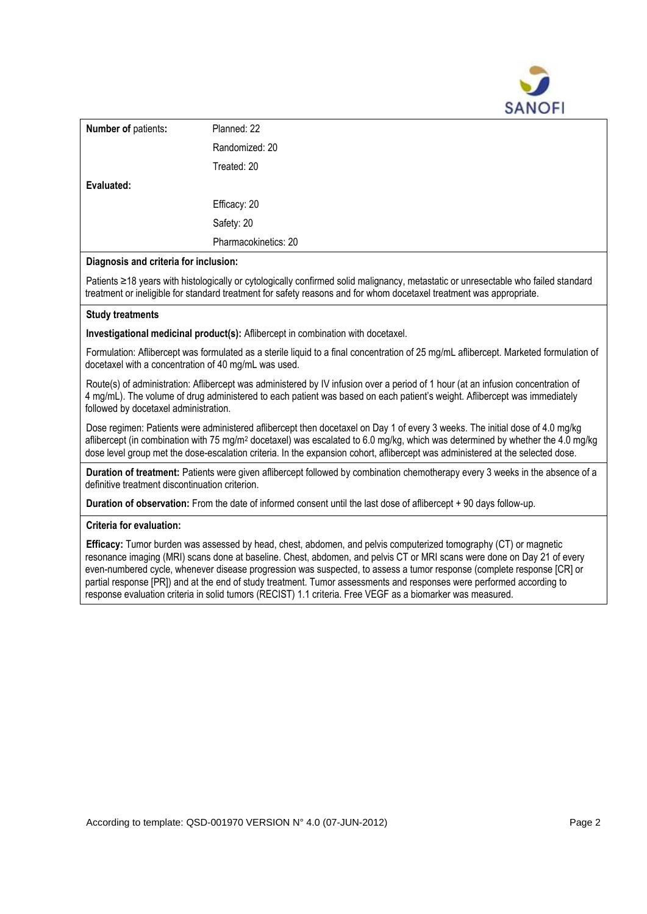| | |
|---|---|
| **Number of** patients**:** | Planned: 22 |
| | Randomized: 20 |
| | Treated: 20 |
| **Evaluated:** | |
| | Efficacy: 20 |
| | Safety: 20 |
| | Pharmacokinetics: 20 |

**Diagnosis and criteria for inclusion:**

Patients ≥18 years with histologically or cytologically confirmed solid malignancy, metastatic or unresectable who failed standard treatment or ineligible for standard treatment for safety reasons and for whom docetaxel treatment was appropriate.

**Study treatments**

**Investigational medicinal product(s):** Aflibercept in combination with docetaxel.

Formulation: Aflibercept was formulated as a sterile liquid to a final concentration of 25 mg/mL aflibercept. Marketed formulation of docetaxel with a concentration of 40 mg/mL was used.

Route(s) of administration: Aflibercept was administered by IV infusion over a period of 1 hour (at an infusion concentration of 4 mg/mL). The volume of drug administered to each patient was based on each patient's weight. Aflibercept was immediately followed by docetaxel administration.

Dose regimen: Patients were administered aflibercept then docetaxel on Day 1 of every 3 weeks. The initial dose of 4.0 mg/kg aflibercept (in combination with 75 mg/m$^2$ docetaxel) was escalated to 6.0 mg/kg, which was determined by whether the 4.0 mg/kg dose level group met the dose-escalation criteria. In the expansion cohort, aflibercept was administered at the selected dose.

**Duration of treatment:** Patients were given aflibercept followed by combination chemotherapy every 3 weeks in the absence of a definitive treatment discontinuation criterion.

**Duration of observation:** From the date of informed consent until the last dose of aflibercept + 90 days follow-up.

**Criteria for evaluation:**

**Efficacy:** Tumor burden was assessed by head, chest, abdomen, and pelvis computerized tomography (CT) or magnetic resonance imaging (MRI) scans done at baseline. Chest, abdomen, and pelvis CT or MRI scans were done on Day 21 of every even-numbered cycle, whenever disease progression was suspected, to assess a tumor response (complete response [CR] or partial response [PR]) and at the end of study treatment. Tumor assessments and responses were performed according to response evaluation criteria in solid tumors (RECIST) 1.1 criteria. Free VEGF as a biomarker was measured.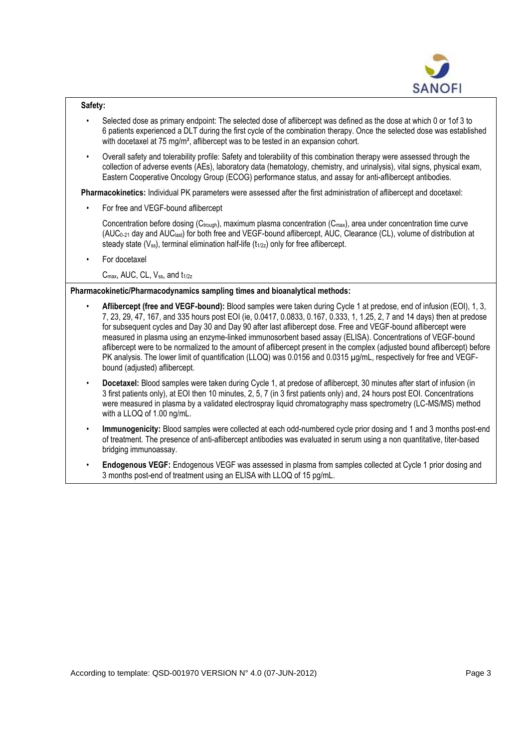**Safety:**

- Selected dose as primary endpoint: The selected dose of aflibercept was defined as the dose at which 0 or 1of 3 to 6 patients experienced a DLT during the first cycle of the combination therapy. Once the selected dose was established with docetaxel at 75 mg/m², aflibercept was to be tested in an expansion cohort.
- Overall safety and tolerability profile: Safety and tolerability of this combination therapy were assessed through the collection of adverse events (AEs), laboratory data (hematology, chemistry, and urinalysis), vital signs, physical exam, Eastern Cooperative Oncology Group (ECOG) performance status, and assay for anti-aflibercept antibodies.

**Pharmacokinetics:** Individual PK parameters were assessed after the first administration of aflibercept and docetaxel:

- For free and VEGF-bound aflibercept

  Concentration before dosing ($C_{trough}$), maximum plasma concentration ($C_{max}$), area under concentration time curve ($AUC_{0-21}$ day and $AUC_{last}$) for both free and VEGF-bound aflibercept, AUC, Clearance (CL), volume of distribution at steady state ($V_{ss}$), terminal elimination half-life ($t_{1/2z}$) only for free aflibercept.

- For docetaxel

  $C_{max}$, AUC, CL, $V_{ss}$, and $t_{1/2z}$

**Pharmacokinetic/Pharmacodynamics sampling times and bioanalytical methods:**

- **Aflibercept (free and VEGF-bound):** Blood samples were taken during Cycle 1 at predose, end of infusion (EOI), 1, 3, 7, 23, 29, 47, 167, and 335 hours post EOI (ie, 0.0417, 0.0833, 0.167, 0.333, 1, 1.25, 2, 7 and 14 days) then at predose for subsequent cycles and Day 30 and Day 90 after last aflibercept dose. Free and VEGF-bound aflibercept were measured in plasma using an enzyme-linked immunosorbent based assay (ELISA). Concentrations of VEGF-bound aflibercept were to be normalized to the amount of aflibercept present in the complex (adjusted bound aflibercept) before PK analysis. The lower limit of quantification (LLOQ) was 0.0156 and 0.0315 µg/mL, respectively for free and VEGF-bound (adjusted) aflibercept.
- **Docetaxel:** Blood samples were taken during Cycle 1, at predose of aflibercept, 30 minutes after start of infusion (in 3 first patients only), at EOI then 10 minutes, 2, 5, 7 (in 3 first patients only) and, 24 hours post EOI. Concentrations were measured in plasma by a validated electrospray liquid chromatography mass spectrometry (LC-MS/MS) method with a LLOQ of 1.00 ng/mL.
- **Immunogenicity:** Blood samples were collected at each odd-numbered cycle prior dosing and 1 and 3 months post-end of treatment. The presence of anti-aflibercept antibodies was evaluated in serum using a non quantitative, titer-based bridging immunoassay.
- **Endogenous VEGF:** Endogenous VEGF was assessed in plasma from samples collected at Cycle 1 prior dosing and 3 months post-end of treatment using an ELISA with LLOQ of 15 pg/mL.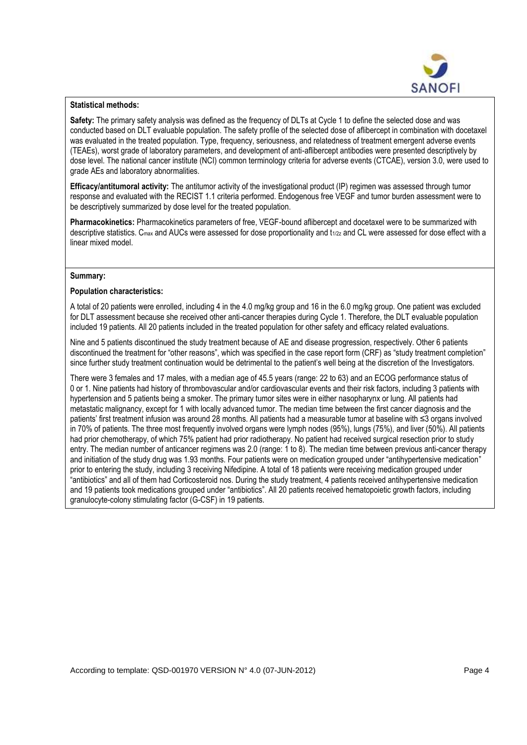**Statistical methods:**

**Safety:** The primary safety analysis was defined as the frequency of DLTs at Cycle 1 to define the selected dose and was conducted based on DLT evaluable population. The safety profile of the selected dose of aflibercept in combination with docetaxel was evaluated in the treated population. Type, frequency, seriousness, and relatedness of treatment emergent adverse events (TEAEs), worst grade of laboratory parameters, and development of anti-aflibercept antibodies were presented descriptively by dose level. The national cancer institute (NCI) common terminology criteria for adverse events (CTCAE), version 3.0, were used to grade AEs and laboratory abnormalities.

**Efficacy/antitumoral activity:** The antitumor activity of the investigational product (IP) regimen was assessed through tumor response and evaluated with the RECIST 1.1 criteria performed. Endogenous free VEGF and tumor burden assessment were to be descriptively summarized by dose level for the treated population.

**Pharmacokinetics:** Pharmacokinetics parameters of free, VEGF-bound aflibercept and docetaxel were to be summarized with descriptive statistics. $C_{max}$ and AUCs were assessed for dose proportionality and $t_{1/2z}$ and CL were assessed for dose effect with a linear mixed model.

**Summary:**

**Population characteristics:**

A total of 20 patients were enrolled, including 4 in the 4.0 mg/kg group and 16 in the 6.0 mg/kg group. One patient was excluded for DLT assessment because she received other anti-cancer therapies during Cycle 1. Therefore, the DLT evaluable population included 19 patients. All 20 patients included in the treated population for other safety and efficacy related evaluations.

Nine and 5 patients discontinued the study treatment because of AE and disease progression, respectively. Other 6 patients discontinued the treatment for "other reasons", which was specified in the case report form (CRF) as "study treatment completion" since further study treatment continuation would be detrimental to the patient's well being at the discretion of the Investigators.

There were 3 females and 17 males, with a median age of 45.5 years (range: 22 to 63) and an ECOG performance status of 0 or 1. Nine patients had history of thrombovascular and/or cardiovascular events and their risk factors, including 3 patients with hypertension and 5 patients being a smoker. The primary tumor sites were in either nasopharynx or lung. All patients had metastatic malignancy, except for 1 with locally advanced tumor. The median time between the first cancer diagnosis and the patients' first treatment infusion was around 28 months. All patients had a measurable tumor at baseline with ≤3 organs involved in 70% of patients. The three most frequently involved organs were lymph nodes (95%), lungs (75%), and liver (50%). All patients had prior chemotherapy, of which 75% patient had prior radiotherapy. No patient had received surgical resection prior to study entry. The median number of anticancer regimens was 2.0 (range: 1 to 8). The median time between previous anti-cancer therapy and initiation of the study drug was 1.93 months. Four patients were on medication grouped under "antihypertensive medication" prior to entering the study, including 3 receiving Nifedipine. A total of 18 patients were receiving medication grouped under "antibiotics" and all of them had Corticosteroid nos. During the study treatment, 4 patients received antihypertensive medication and 19 patients took medications grouped under "antibiotics". All 20 patients received hematopoietic growth factors, including granulocyte-colony stimulating factor (G-CSF) in 19 patients.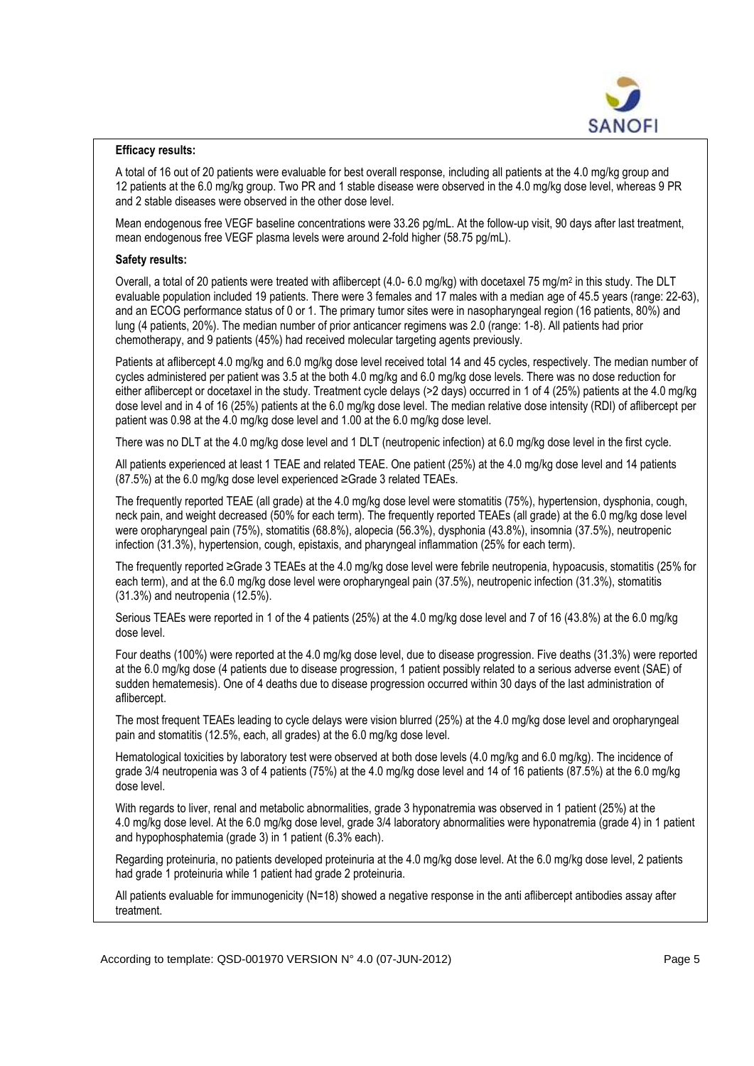**Efficacy results:**

A total of 16 out of 20 patients were evaluable for best overall response, including all patients at the 4.0 mg/kg group and 12 patients at the 6.0 mg/kg group. Two PR and 1 stable disease were observed in the 4.0 mg/kg dose level, whereas 9 PR and 2 stable diseases were observed in the other dose level.

Mean endogenous free VEGF baseline concentrations were 33.26 pg/mL. At the follow-up visit, 90 days after last treatment, mean endogenous free VEGF plasma levels were around 2-fold higher (58.75 pg/mL).

**Safety results:**

Overall, a total of 20 patients were treated with aflibercept (4.0- 6.0 mg/kg) with docetaxel 75 mg/m$^2$ in this study. The DLT evaluable population included 19 patients. There were 3 females and 17 males with a median age of 45.5 years (range: 22-63), and an ECOG performance status of 0 or 1. The primary tumor sites were in nasopharyngeal region (16 patients, 80%) and lung (4 patients, 20%). The median number of prior anticancer regimens was 2.0 (range: 1-8). All patients had prior chemotherapy, and 9 patients (45%) had received molecular targeting agents previously.

Patients at aflibercept 4.0 mg/kg and 6.0 mg/kg dose level received total 14 and 45 cycles, respectively. The median number of cycles administered per patient was 3.5 at the both 4.0 mg/kg and 6.0 mg/kg dose levels. There was no dose reduction for either aflibercept or docetaxel in the study. Treatment cycle delays (>2 days) occurred in 1 of 4 (25%) patients at the 4.0 mg/kg dose level and in 4 of 16 (25%) patients at the 6.0 mg/kg dose level. The median relative dose intensity (RDI) of aflibercept per patient was 0.98 at the 4.0 mg/kg dose level and 1.00 at the 6.0 mg/kg dose level.

There was no DLT at the 4.0 mg/kg dose level and 1 DLT (neutropenic infection) at 6.0 mg/kg dose level in the first cycle.

All patients experienced at least 1 TEAE and related TEAE. One patient (25%) at the 4.0 mg/kg dose level and 14 patients (87.5%) at the 6.0 mg/kg dose level experienced ≥Grade 3 related TEAEs.

The frequently reported TEAE (all grade) at the 4.0 mg/kg dose level were stomatitis (75%), hypertension, dysphonia, cough, neck pain, and weight decreased (50% for each term). The frequently reported TEAEs (all grade) at the 6.0 mg/kg dose level were oropharyngeal pain (75%), stomatitis (68.8%), alopecia (56.3%), dysphonia (43.8%), insomnia (37.5%), neutropenic infection (31.3%), hypertension, cough, epistaxis, and pharyngeal inflammation (25% for each term).

The frequently reported ≥Grade 3 TEAEs at the 4.0 mg/kg dose level were febrile neutropenia, hypoacusis, stomatitis (25% for each term), and at the 6.0 mg/kg dose level were oropharyngeal pain (37.5%), neutropenic infection (31.3%), stomatitis (31.3%) and neutropenia (12.5%).

Serious TEAEs were reported in 1 of the 4 patients (25%) at the 4.0 mg/kg dose level and 7 of 16 (43.8%) at the 6.0 mg/kg dose level.

Four deaths (100%) were reported at the 4.0 mg/kg dose level, due to disease progression. Five deaths (31.3%) were reported at the 6.0 mg/kg dose (4 patients due to disease progression, 1 patient possibly related to a serious adverse event (SAE) of sudden hematemesis). One of 4 deaths due to disease progression occurred within 30 days of the last administration of aflibercept.

The most frequent TEAEs leading to cycle delays were vision blurred (25%) at the 4.0 mg/kg dose level and oropharyngeal pain and stomatitis (12.5%, each, all grades) at the 6.0 mg/kg dose level.

Hematological toxicities by laboratory test were observed at both dose levels (4.0 mg/kg and 6.0 mg/kg). The incidence of grade 3/4 neutropenia was 3 of 4 patients (75%) at the 4.0 mg/kg dose level and 14 of 16 patients (87.5%) at the 6.0 mg/kg dose level.

With regards to liver, renal and metabolic abnormalities, grade 3 hyponatremia was observed in 1 patient (25%) at the 4.0 mg/kg dose level. At the 6.0 mg/kg dose level, grade 3/4 laboratory abnormalities were hyponatremia (grade 4) in 1 patient and hypophosphatemia (grade 3) in 1 patient (6.3% each).

Regarding proteinuria, no patients developed proteinuria at the 4.0 mg/kg dose level. At the 6.0 mg/kg dose level, 2 patients had grade 1 proteinuria while 1 patient had grade 2 proteinuria.

All patients evaluable for immunogenicity (N=18) showed a negative response in the anti aflibercept antibodies assay after treatment.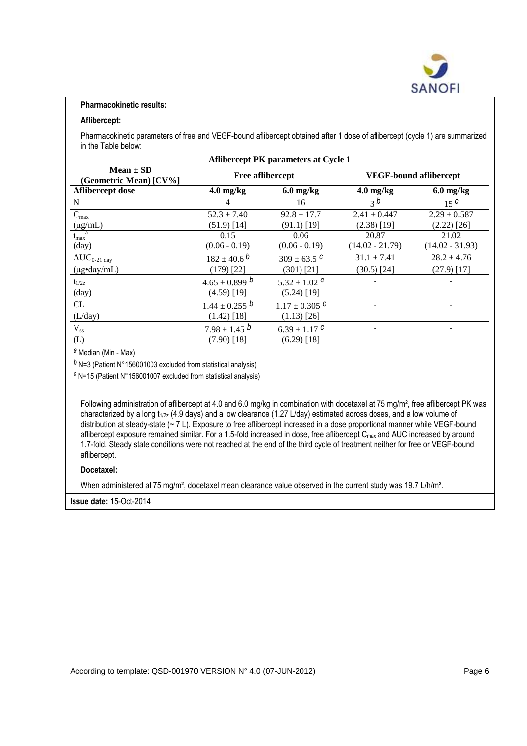**Pharmacokinetic results:**

**Aflibercept:**

Pharmacokinetic parameters of free and VEGF-bound aflibercept obtained after 1 dose of aflibercept (cycle 1) are summarized in the Table below:

| Aflibercept PK parameters at Cycle 1 | | | | |
|---|---|---|---|---|
| **Mean ± SD (Geometric Mean) [CV%]** | **Free aflibercept** | | **VEGF-bound aflibercept** | |
| **Aflibercept dose** | **4.0 mg/kg** | **6.0 mg/kg** | **4.0 mg/kg** | **6.0 mg/kg** |
| N | 4 | 16 | 3 [b] | 15 [c] |
| $C_{max}$ (µg/mL) | 52.3 ± 7.40 (51.9) [14] | 92.8 ± 17.7 (91.1) [19] | 2.41 ± 0.447 (2.38) [19] | 2.29 ± 0.587 (2.22) [26] |
| $t_{max}$ [a] (day) | 0.15 (0.06 - 0.19) | 0.06 (0.06 - 0.19) | 20.87 (14.02 - 21.79) | 21.02 (14.02 - 31.93) |
| $AUC_{0\text{-}21\,day}$ (µg•day/mL) | 182 ± 40.6 [b] (179) [22] | 309 ± 63.5 [c] (301) [21] | 31.1 ± 7.41 (30.5) [24] | 28.2 ± 4.76 (27.9) [17] |
| $t_{1/2z}$ (day) | 4.65 ± 0.899 [b] (4.59) [19] | 5.32 ± 1.02 [c] (5.24) [19] | - | - |
| CL (L/day) | 1.44 ± 0.255 [b] (1.42) [18] | 1.17 ± 0.305 [c] (1.13) [26] | - | - |
| $V_{ss}$ (L) | 7.98 ± 1.45 [b] (7.90) [18] | 6.39 ± 1.17 [c] (6.29) [18] | - | - |

[a] Median (Min - Max)

[b] N=3 (Patient N°156001003 excluded from statistical analysis)

[c] N=15 (Patient N°156001007 excluded from statistical analysis)

Following administration of aflibercept at 4.0 and 6.0 mg/kg in combination with docetaxel at 75 mg/m², free aflibercept PK was characterized by a long $t_{1/2z}$ (4.9 days) and a low clearance (1.27 L/day) estimated across doses, and a low volume of distribution at steady-state (~ 7 L). Exposure to free aflibercept increased in a dose proportional manner while VEGF-bound aflibercept exposure remained similar. For a 1.5-fold increased in dose, free aflibercept $C_{max}$ and AUC increased by around 1.7-fold. Steady state conditions were not reached at the end of the third cycle of treatment neither for free or VEGF-bound aflibercept.

**Docetaxel:**

When administered at 75 mg/m², docetaxel mean clearance value observed in the current study was 19.7 L/h/m².

**Issue date:** 15-Oct-2014